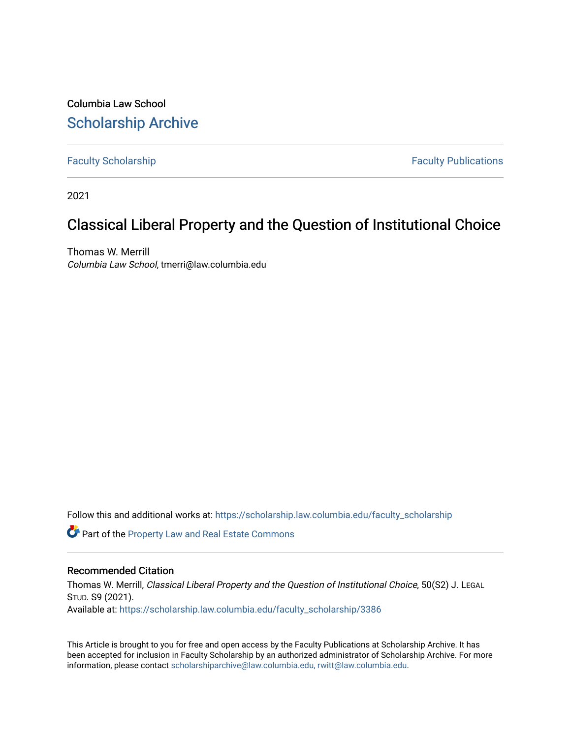Columbia Law School

# Scholarship Archive

Faculty Scholarship | Faculty Publications

2021

## Classical Liberal Property and the Question of Institutional Choice

Thomas W. Merrill
*Columbia Law School*, tmerri@law.columbia.edu

Follow this and additional works at: https://scholarship.law.columbia.edu/faculty_scholarship

Part of the Property Law and Real Estate Commons

### Recommended Citation

Thomas W. Merrill, *Classical Liberal Property and the Question of Institutional Choice*, 50(S2) J. LEGAL STUD. S9 (2021).
Available at: https://scholarship.law.columbia.edu/faculty_scholarship/3386

This Article is brought to you for free and open access by the Faculty Publications at Scholarship Archive. It has been accepted for inclusion in Faculty Scholarship by an authorized administrator of Scholarship Archive. For more information, please contact scholarshiparchive@law.columbia.edu, rwitt@law.columbia.edu.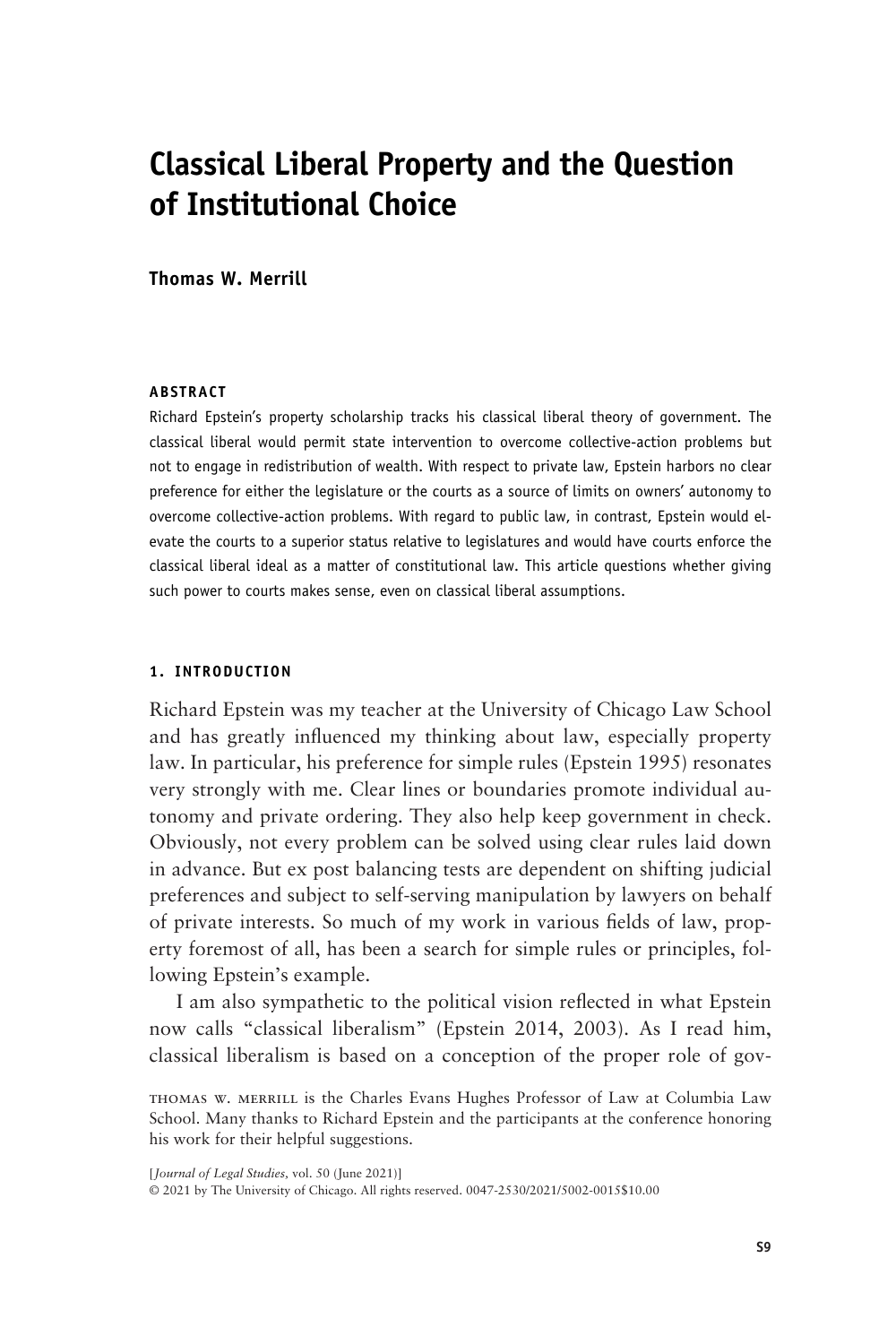# Classical Liberal Property and the Question of Institutional Choice

**Thomas W. Merrill**

**ABSTRACT**

Richard Epstein's property scholarship tracks his classical liberal theory of government. The classical liberal would permit state intervention to overcome collective-action problems but not to engage in redistribution of wealth. With respect to private law, Epstein harbors no clear preference for either the legislature or the courts as a source of limits on owners' autonomy to overcome collective-action problems. With regard to public law, in contrast, Epstein would elevate the courts to a superior status relative to legislatures and would have courts enforce the classical liberal ideal as a matter of constitutional law. This article questions whether giving such power to courts makes sense, even on classical liberal assumptions.

## 1. INTRODUCTION

Richard Epstein was my teacher at the University of Chicago Law School and has greatly influenced my thinking about law, especially property law. In particular, his preference for simple rules (Epstein 1995) resonates very strongly with me. Clear lines or boundaries promote individual autonomy and private ordering. They also help keep government in check. Obviously, not every problem can be solved using clear rules laid down in advance. But ex post balancing tests are dependent on shifting judicial preferences and subject to self-serving manipulation by lawyers on behalf of private interests. So much of my work in various fields of law, property foremost of all, has been a search for simple rules or principles, following Epstein's example.

I am also sympathetic to the political vision reflected in what Epstein now calls "classical liberalism" (Epstein 2014, 2003). As I read him, classical liberalism is based on a conception of the proper role of gov-

THOMAS W. MERRILL is the Charles Evans Hughes Professor of Law at Columbia Law School. Many thanks to Richard Epstein and the participants at the conference honoring his work for their helpful suggestions.

[*Journal of Legal Studies*, vol. 50 (June 2021)]
© 2021 by The University of Chicago. All rights reserved. 0047-2530/2021/5002-0015$10.00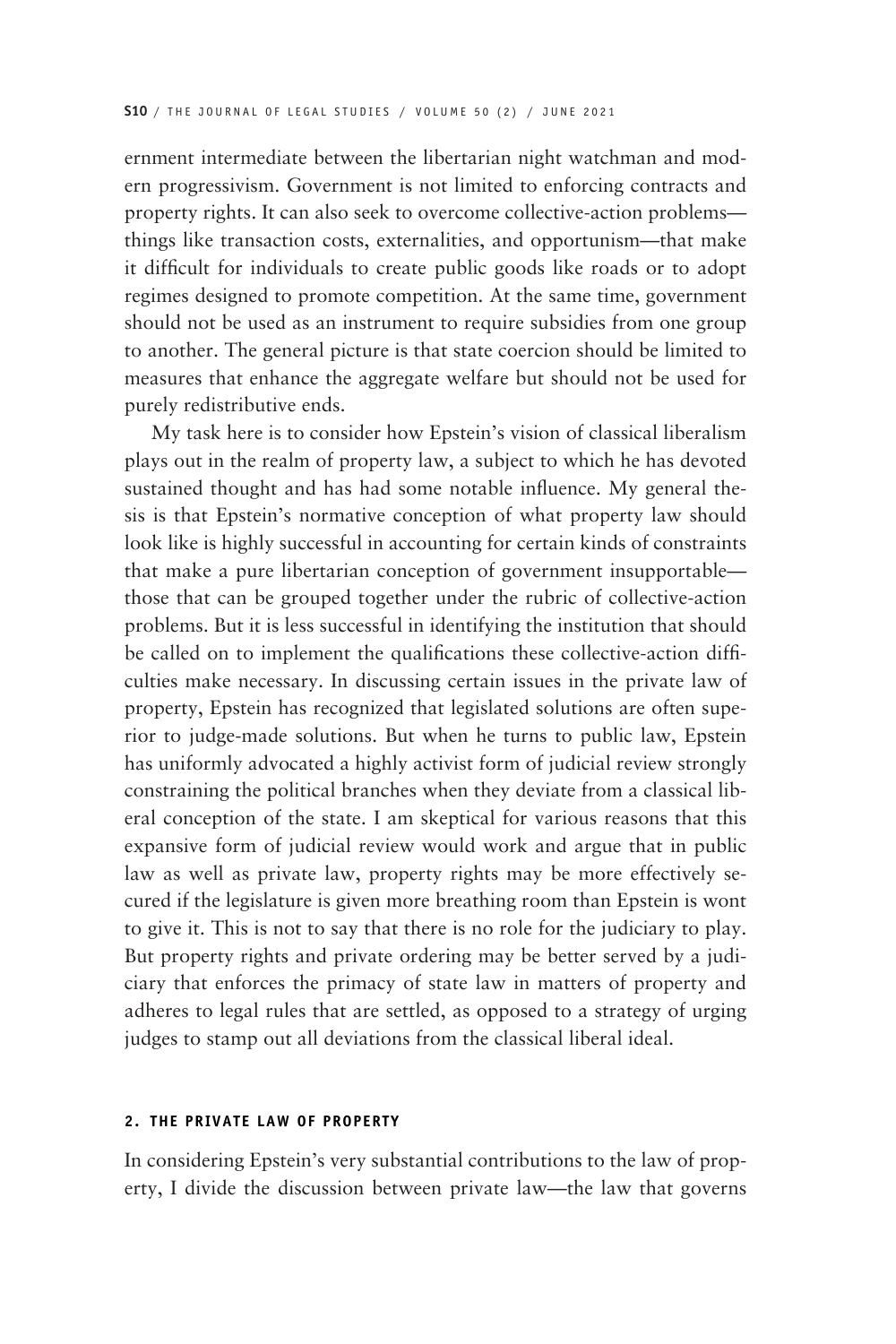ernment intermediate between the libertarian night watchman and modern progressivism. Government is not limited to enforcing contracts and property rights. It can also seek to overcome collective-action problems—things like transaction costs, externalities, and opportunism—that make it difficult for individuals to create public goods like roads or to adopt regimes designed to promote competition. At the same time, government should not be used as an instrument to require subsidies from one group to another. The general picture is that state coercion should be limited to measures that enhance the aggregate welfare but should not be used for purely redistributive ends.

My task here is to consider how Epstein's vision of classical liberalism plays out in the realm of property law, a subject to which he has devoted sustained thought and has had some notable influence. My general thesis is that Epstein's normative conception of what property law should look like is highly successful in accounting for certain kinds of constraints that make a pure libertarian conception of government insupportable—those that can be grouped together under the rubric of collective-action problems. But it is less successful in identifying the institution that should be called on to implement the qualifications these collective-action difficulties make necessary. In discussing certain issues in the private law of property, Epstein has recognized that legislated solutions are often superior to judge-made solutions. But when he turns to public law, Epstein has uniformly advocated a highly activist form of judicial review strongly constraining the political branches when they deviate from a classical liberal conception of the state. I am skeptical for various reasons that this expansive form of judicial review would work and argue that in public law as well as private law, property rights may be more effectively secured if the legislature is given more breathing room than Epstein is wont to give it. This is not to say that there is no role for the judiciary to play. But property rights and private ordering may be better served by a judiciary that enforces the primacy of state law in matters of property and adheres to legal rules that are settled, as opposed to a strategy of urging judges to stamp out all deviations from the classical liberal ideal.

## 2. THE PRIVATE LAW OF PROPERTY

In considering Epstein's very substantial contributions to the law of property, I divide the discussion between private law—the law that governs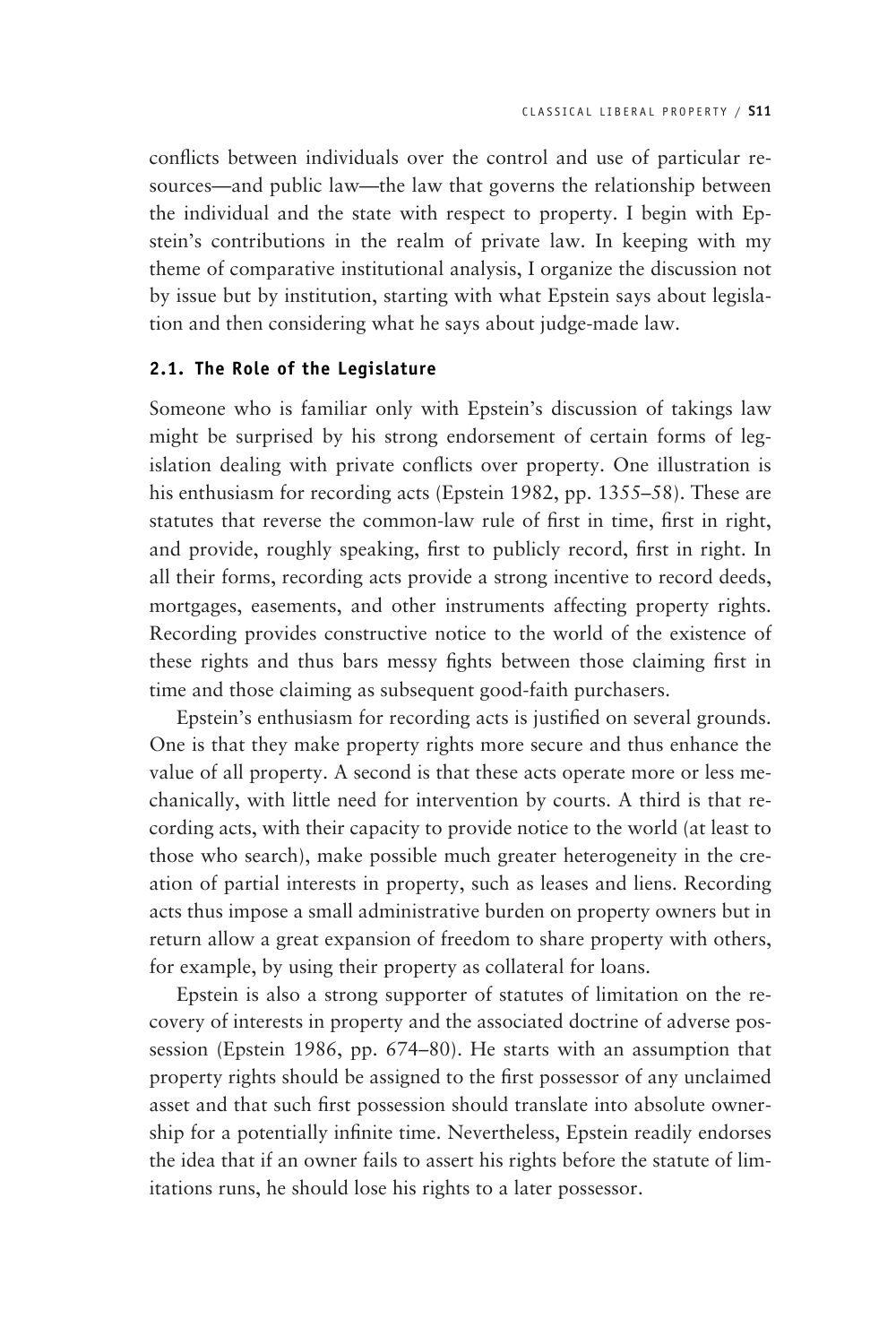conflicts between individuals over the control and use of particular resources—and public law—the law that governs the relationship between the individual and the state with respect to property. I begin with Epstein's contributions in the realm of private law. In keeping with my theme of comparative institutional analysis, I organize the discussion not by issue but by institution, starting with what Epstein says about legislation and then considering what he says about judge-made law.

### 2.1. The Role of the Legislature

Someone who is familiar only with Epstein's discussion of takings law might be surprised by his strong endorsement of certain forms of legislation dealing with private conflicts over property. One illustration is his enthusiasm for recording acts (Epstein 1982, pp. 1355–58). These are statutes that reverse the common-law rule of first in time, first in right, and provide, roughly speaking, first to publicly record, first in right. In all their forms, recording acts provide a strong incentive to record deeds, mortgages, easements, and other instruments affecting property rights. Recording provides constructive notice to the world of the existence of these rights and thus bars messy fights between those claiming first in time and those claiming as subsequent good-faith purchasers.

Epstein's enthusiasm for recording acts is justified on several grounds. One is that they make property rights more secure and thus enhance the value of all property. A second is that these acts operate more or less mechanically, with little need for intervention by courts. A third is that recording acts, with their capacity to provide notice to the world (at least to those who search), make possible much greater heterogeneity in the creation of partial interests in property, such as leases and liens. Recording acts thus impose a small administrative burden on property owners but in return allow a great expansion of freedom to share property with others, for example, by using their property as collateral for loans.

Epstein is also a strong supporter of statutes of limitation on the recovery of interests in property and the associated doctrine of adverse possession (Epstein 1986, pp. 674–80). He starts with an assumption that property rights should be assigned to the first possessor of any unclaimed asset and that such first possession should translate into absolute ownership for a potentially infinite time. Nevertheless, Epstein readily endorses the idea that if an owner fails to assert his rights before the statute of limitations runs, he should lose his rights to a later possessor.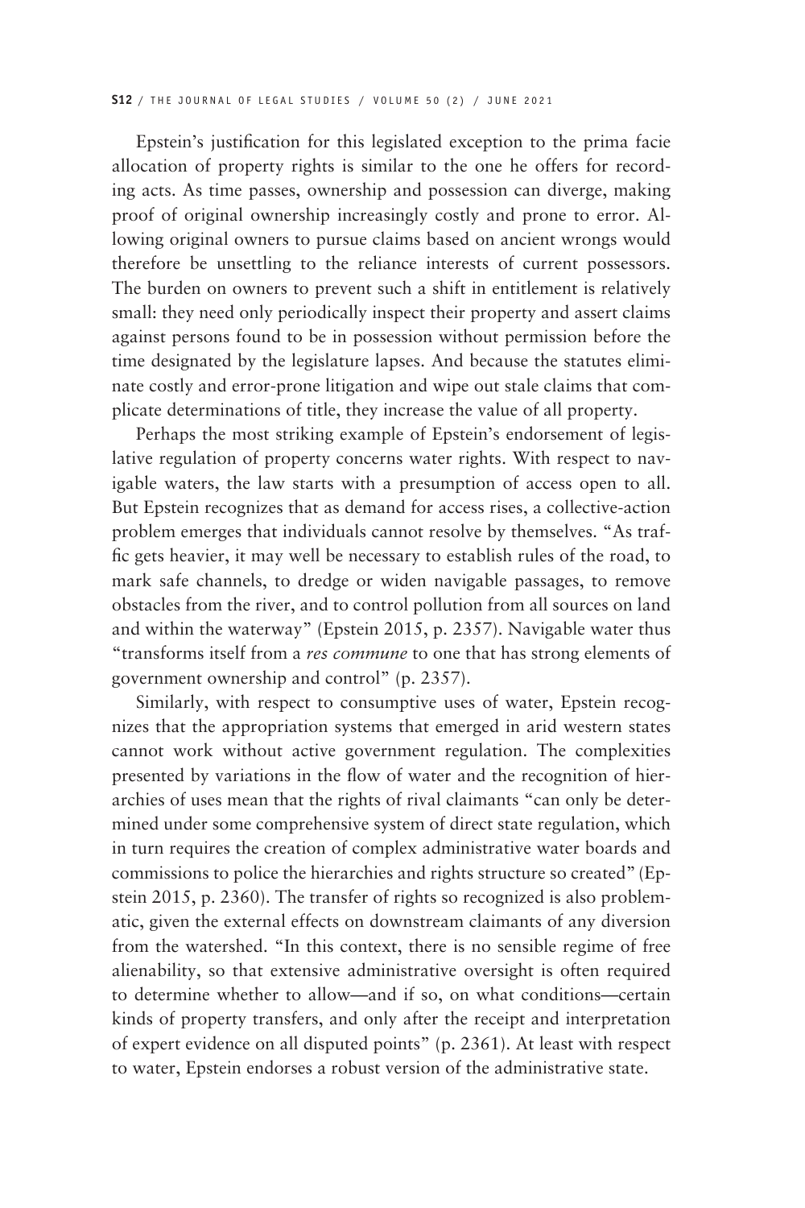Epstein's justification for this legislated exception to the prima facie allocation of property rights is similar to the one he offers for recording acts. As time passes, ownership and possession can diverge, making proof of original ownership increasingly costly and prone to error. Allowing original owners to pursue claims based on ancient wrongs would therefore be unsettling to the reliance interests of current possessors. The burden on owners to prevent such a shift in entitlement is relatively small: they need only periodically inspect their property and assert claims against persons found to be in possession without permission before the time designated by the legislature lapses. And because the statutes eliminate costly and error-prone litigation and wipe out stale claims that complicate determinations of title, they increase the value of all property.

Perhaps the most striking example of Epstein's endorsement of legislative regulation of property concerns water rights. With respect to navigable waters, the law starts with a presumption of access open to all. But Epstein recognizes that as demand for access rises, a collective-action problem emerges that individuals cannot resolve by themselves. "As traffic gets heavier, it may well be necessary to establish rules of the road, to mark safe channels, to dredge or widen navigable passages, to remove obstacles from the river, and to control pollution from all sources on land and within the waterway" (Epstein 2015, p. 2357). Navigable water thus "transforms itself from a *res commune* to one that has strong elements of government ownership and control" (p. 2357).

Similarly, with respect to consumptive uses of water, Epstein recognizes that the appropriation systems that emerged in arid western states cannot work without active government regulation. The complexities presented by variations in the flow of water and the recognition of hierarchies of uses mean that the rights of rival claimants "can only be determined under some comprehensive system of direct state regulation, which in turn requires the creation of complex administrative water boards and commissions to police the hierarchies and rights structure so created" (Epstein 2015, p. 2360). The transfer of rights so recognized is also problematic, given the external effects on downstream claimants of any diversion from the watershed. "In this context, there is no sensible regime of free alienability, so that extensive administrative oversight is often required to determine whether to allow—and if so, on what conditions—certain kinds of property transfers, and only after the receipt and interpretation of expert evidence on all disputed points" (p. 2361). At least with respect to water, Epstein endorses a robust version of the administrative state.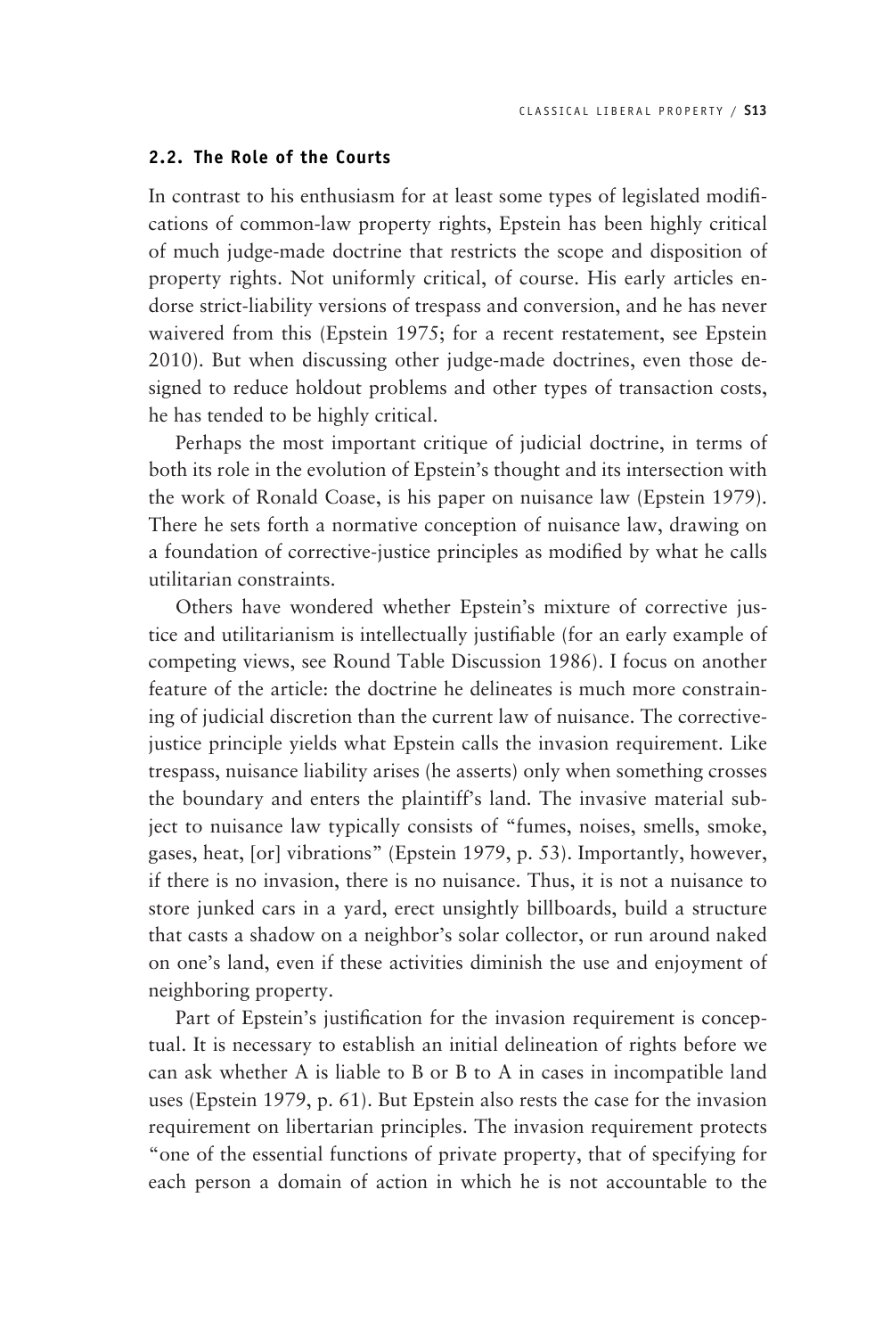### 2.2. The Role of the Courts

In contrast to his enthusiasm for at least some types of legislated modifications of common-law property rights, Epstein has been highly critical of much judge-made doctrine that restricts the scope and disposition of property rights. Not uniformly critical, of course. His early articles endorse strict-liability versions of trespass and conversion, and he has never waivered from this (Epstein 1975; for a recent restatement, see Epstein 2010). But when discussing other judge-made doctrines, even those designed to reduce holdout problems and other types of transaction costs, he has tended to be highly critical.

Perhaps the most important critique of judicial doctrine, in terms of both its role in the evolution of Epstein's thought and its intersection with the work of Ronald Coase, is his paper on nuisance law (Epstein 1979). There he sets forth a normative conception of nuisance law, drawing on a foundation of corrective-justice principles as modified by what he calls utilitarian constraints.

Others have wondered whether Epstein's mixture of corrective justice and utilitarianism is intellectually justifiable (for an early example of competing views, see Round Table Discussion 1986). I focus on another feature of the article: the doctrine he delineates is much more constraining of judicial discretion than the current law of nuisance. The corrective-justice principle yields what Epstein calls the invasion requirement. Like trespass, nuisance liability arises (he asserts) only when something crosses the boundary and enters the plaintiff's land. The invasive material subject to nuisance law typically consists of "fumes, noises, smells, smoke, gases, heat, [or] vibrations" (Epstein 1979, p. 53). Importantly, however, if there is no invasion, there is no nuisance. Thus, it is not a nuisance to store junked cars in a yard, erect unsightly billboards, build a structure that casts a shadow on a neighbor's solar collector, or run around naked on one's land, even if these activities diminish the use and enjoyment of neighboring property.

Part of Epstein's justification for the invasion requirement is conceptual. It is necessary to establish an initial delineation of rights before we can ask whether A is liable to B or B to A in cases in incompatible land uses (Epstein 1979, p. 61). But Epstein also rests the case for the invasion requirement on libertarian principles. The invasion requirement protects "one of the essential functions of private property, that of specifying for each person a domain of action in which he is not accountable to the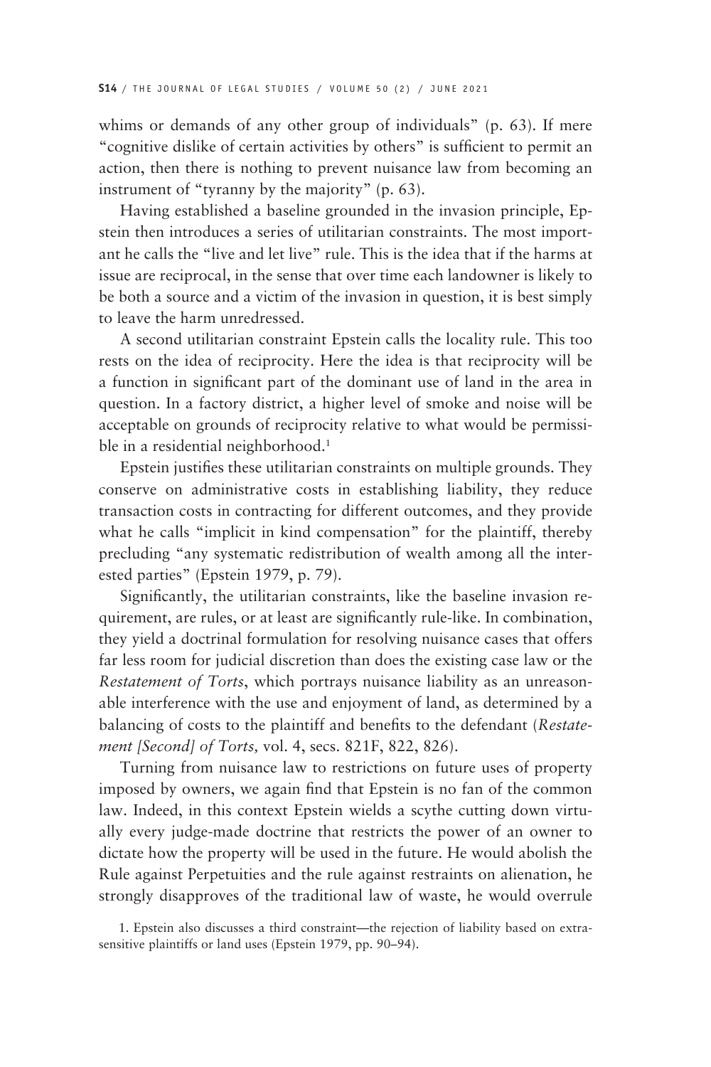whims or demands of any other group of individuals" (p. 63). If mere "cognitive dislike of certain activities by others" is sufficient to permit an action, then there is nothing to prevent nuisance law from becoming an instrument of "tyranny by the majority" (p. 63).

Having established a baseline grounded in the invasion principle, Epstein then introduces a series of utilitarian constraints. The most important he calls the "live and let live" rule. This is the idea that if the harms at issue are reciprocal, in the sense that over time each landowner is likely to be both a source and a victim of the invasion in question, it is best simply to leave the harm unredressed.

A second utilitarian constraint Epstein calls the locality rule. This too rests on the idea of reciprocity. Here the idea is that reciprocity will be a function in significant part of the dominant use of land in the area in question. In a factory district, a higher level of smoke and noise will be acceptable on grounds of reciprocity relative to what would be permissible in a residential neighborhood.[1]

Epstein justifies these utilitarian constraints on multiple grounds. They conserve on administrative costs in establishing liability, they reduce transaction costs in contracting for different outcomes, and they provide what he calls "implicit in kind compensation" for the plaintiff, thereby precluding "any systematic redistribution of wealth among all the interested parties" (Epstein 1979, p. 79).

Significantly, the utilitarian constraints, like the baseline invasion requirement, are rules, or at least are significantly rule-like. In combination, they yield a doctrinal formulation for resolving nuisance cases that offers far less room for judicial discretion than does the existing case law or the *Restatement of Torts*, which portrays nuisance liability as an unreasonable interference with the use and enjoyment of land, as determined by a balancing of costs to the plaintiff and benefits to the defendant (*Restatement [Second] of Torts,* vol. 4, secs. 821F, 822, 826).

Turning from nuisance law to restrictions on future uses of property imposed by owners, we again find that Epstein is no fan of the common law. Indeed, in this context Epstein wields a scythe cutting down virtually every judge-made doctrine that restricts the power of an owner to dictate how the property will be used in the future. He would abolish the Rule against Perpetuities and the rule against restraints on alienation, he strongly disapproves of the traditional law of waste, he would overrule

1. Epstein also discusses a third constraint—the rejection of liability based on extrasensitive plaintiffs or land uses (Epstein 1979, pp. 90–94).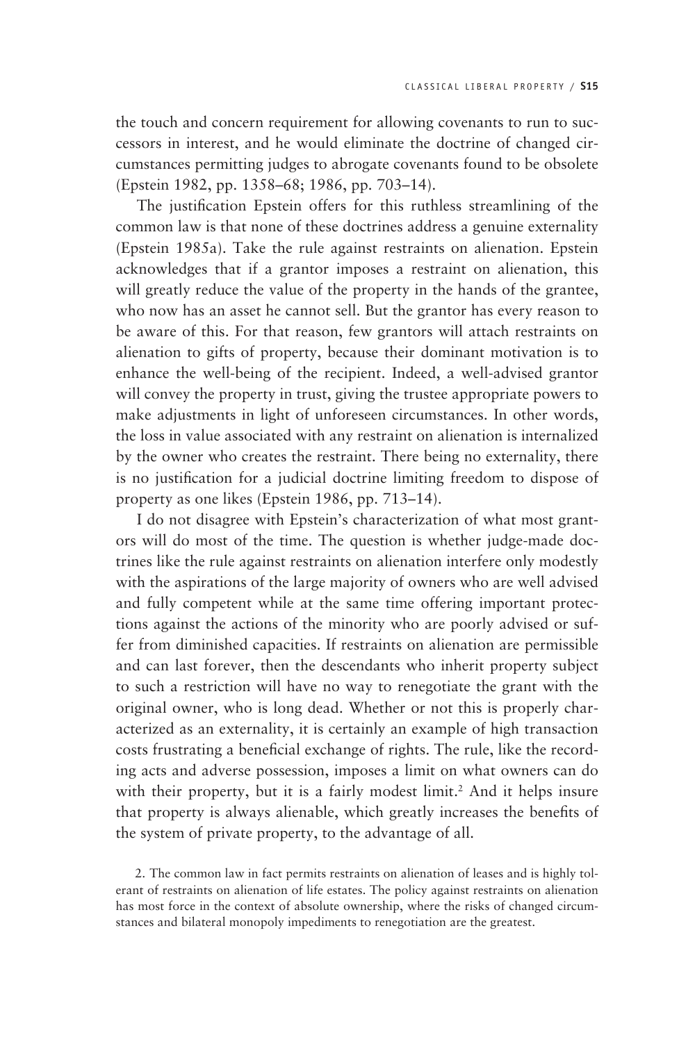the touch and concern requirement for allowing covenants to run to successors in interest, and he would eliminate the doctrine of changed circumstances permitting judges to abrogate covenants found to be obsolete (Epstein 1982, pp. 1358–68; 1986, pp. 703–14).

The justification Epstein offers for this ruthless streamlining of the common law is that none of these doctrines address a genuine externality (Epstein 1985a). Take the rule against restraints on alienation. Epstein acknowledges that if a grantor imposes a restraint on alienation, this will greatly reduce the value of the property in the hands of the grantee, who now has an asset he cannot sell. But the grantor has every reason to be aware of this. For that reason, few grantors will attach restraints on alienation to gifts of property, because their dominant motivation is to enhance the well-being of the recipient. Indeed, a well-advised grantor will convey the property in trust, giving the trustee appropriate powers to make adjustments in light of unforeseen circumstances. In other words, the loss in value associated with any restraint on alienation is internalized by the owner who creates the restraint. There being no externality, there is no justification for a judicial doctrine limiting freedom to dispose of property as one likes (Epstein 1986, pp. 713–14).

I do not disagree with Epstein's characterization of what most grantors will do most of the time. The question is whether judge-made doctrines like the rule against restraints on alienation interfere only modestly with the aspirations of the large majority of owners who are well advised and fully competent while at the same time offering important protections against the actions of the minority who are poorly advised or suffer from diminished capacities. If restraints on alienation are permissible and can last forever, then the descendants who inherit property subject to such a restriction will have no way to renegotiate the grant with the original owner, who is long dead. Whether or not this is properly characterized as an externality, it is certainly an example of high transaction costs frustrating a beneficial exchange of rights. The rule, like the recording acts and adverse possession, imposes a limit on what owners can do with their property, but it is a fairly modest limit.[2] And it helps insure that property is always alienable, which greatly increases the benefits of the system of private property, to the advantage of all.

2. The common law in fact permits restraints on alienation of leases and is highly tolerant of restraints on alienation of life estates. The policy against restraints on alienation has most force in the context of absolute ownership, where the risks of changed circumstances and bilateral monopoly impediments to renegotiation are the greatest.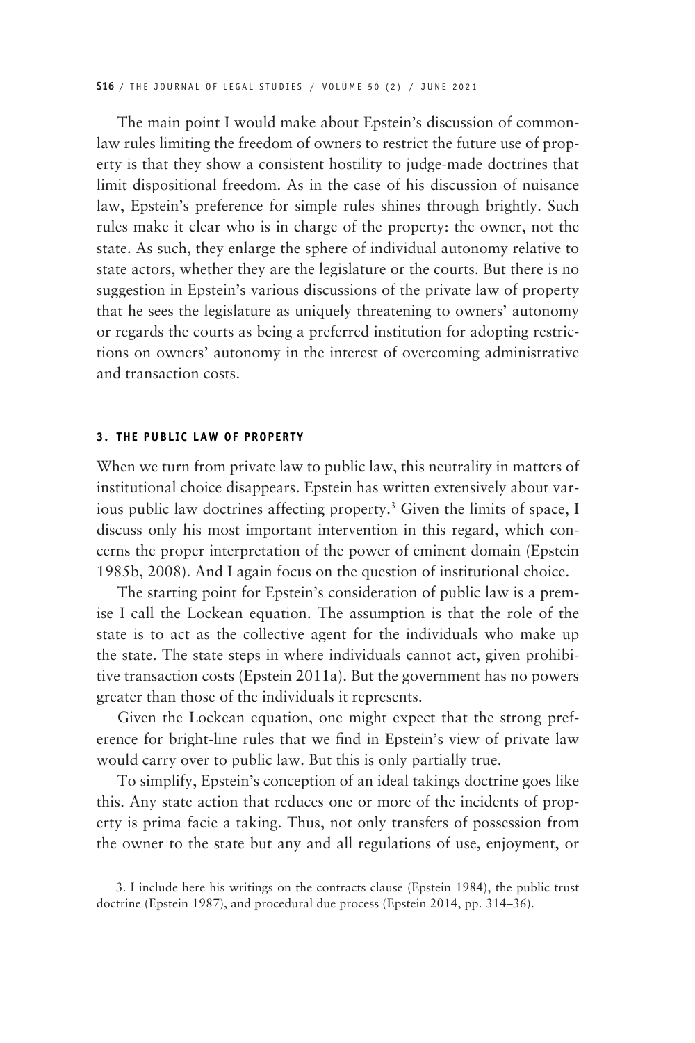The main point I would make about Epstein's discussion of common-law rules limiting the freedom of owners to restrict the future use of property is that they show a consistent hostility to judge-made doctrines that limit dispositional freedom. As in the case of his discussion of nuisance law, Epstein's preference for simple rules shines through brightly. Such rules make it clear who is in charge of the property: the owner, not the state. As such, they enlarge the sphere of individual autonomy relative to state actors, whether they are the legislature or the courts. But there is no suggestion in Epstein's various discussions of the private law of property that he sees the legislature as uniquely threatening to owners' autonomy or regards the courts as being a preferred institution for adopting restrictions on owners' autonomy in the interest of overcoming administrative and transaction costs.

### 3. THE PUBLIC LAW OF PROPERTY

When we turn from private law to public law, this neutrality in matters of institutional choice disappears. Epstein has written extensively about various public law doctrines affecting property.[3] Given the limits of space, I discuss only his most important intervention in this regard, which concerns the proper interpretation of the power of eminent domain (Epstein 1985b, 2008). And I again focus on the question of institutional choice.

The starting point for Epstein's consideration of public law is a premise I call the Lockean equation. The assumption is that the role of the state is to act as the collective agent for the individuals who make up the state. The state steps in where individuals cannot act, given prohibitive transaction costs (Epstein 2011a). But the government has no powers greater than those of the individuals it represents.

Given the Lockean equation, one might expect that the strong preference for bright-line rules that we find in Epstein's view of private law would carry over to public law. But this is only partially true.

To simplify, Epstein's conception of an ideal takings doctrine goes like this. Any state action that reduces one or more of the incidents of property is prima facie a taking. Thus, not only transfers of possession from the owner to the state but any and all regulations of use, enjoyment, or

3. I include here his writings on the contracts clause (Epstein 1984), the public trust doctrine (Epstein 1987), and procedural due process (Epstein 2014, pp. 314–36).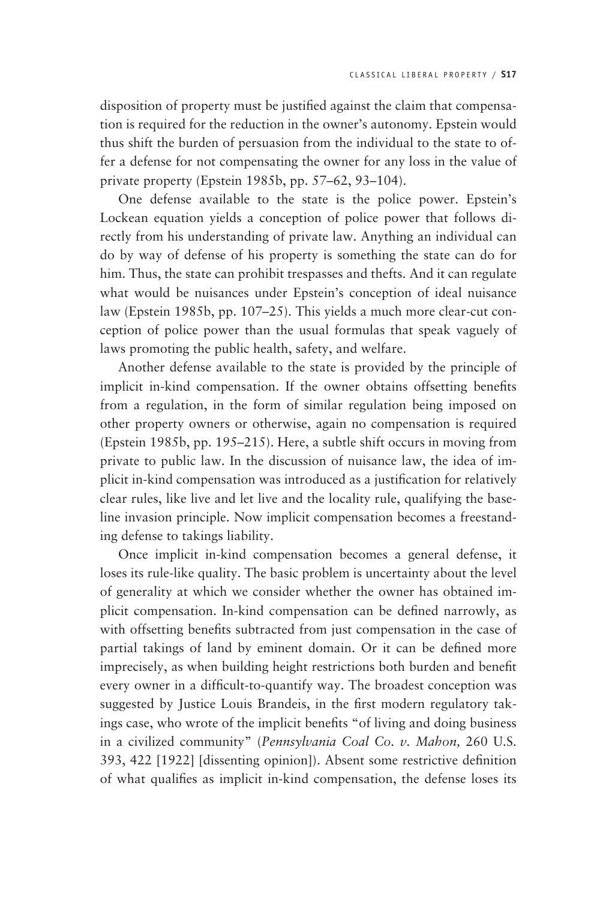disposition of property must be justified against the claim that compensation is required for the reduction in the owner's autonomy. Epstein would thus shift the burden of persuasion from the individual to the state to offer a defense for not compensating the owner for any loss in the value of private property (Epstein 1985b, pp. 57–62, 93–104).

One defense available to the state is the police power. Epstein's Lockean equation yields a conception of police power that follows directly from his understanding of private law. Anything an individual can do by way of defense of his property is something the state can do for him. Thus, the state can prohibit trespasses and thefts. And it can regulate what would be nuisances under Epstein's conception of ideal nuisance law (Epstein 1985b, pp. 107–25). This yields a much more clear-cut conception of police power than the usual formulas that speak vaguely of laws promoting the public health, safety, and welfare.

Another defense available to the state is provided by the principle of implicit in-kind compensation. If the owner obtains offsetting benefits from a regulation, in the form of similar regulation being imposed on other property owners or otherwise, again no compensation is required (Epstein 1985b, pp. 195–215). Here, a subtle shift occurs in moving from private to public law. In the discussion of nuisance law, the idea of implicit in-kind compensation was introduced as a justification for relatively clear rules, like live and let live and the locality rule, qualifying the baseline invasion principle. Now implicit compensation becomes a freestanding defense to takings liability.

Once implicit in-kind compensation becomes a general defense, it loses its rule-like quality. The basic problem is uncertainty about the level of generality at which we consider whether the owner has obtained implicit compensation. In-kind compensation can be defined narrowly, as with offsetting benefits subtracted from just compensation in the case of partial takings of land by eminent domain. Or it can be defined more imprecisely, as when building height restrictions both burden and benefit every owner in a difficult-to-quantify way. The broadest conception was suggested by Justice Louis Brandeis, in the first modern regulatory takings case, who wrote of the implicit benefits "of living and doing business in a civilized community" (*Pennsylvania Coal Co. v. Mahon,* 260 U.S. 393, 422 [1922] [dissenting opinion]). Absent some restrictive definition of what qualifies as implicit in-kind compensation, the defense loses its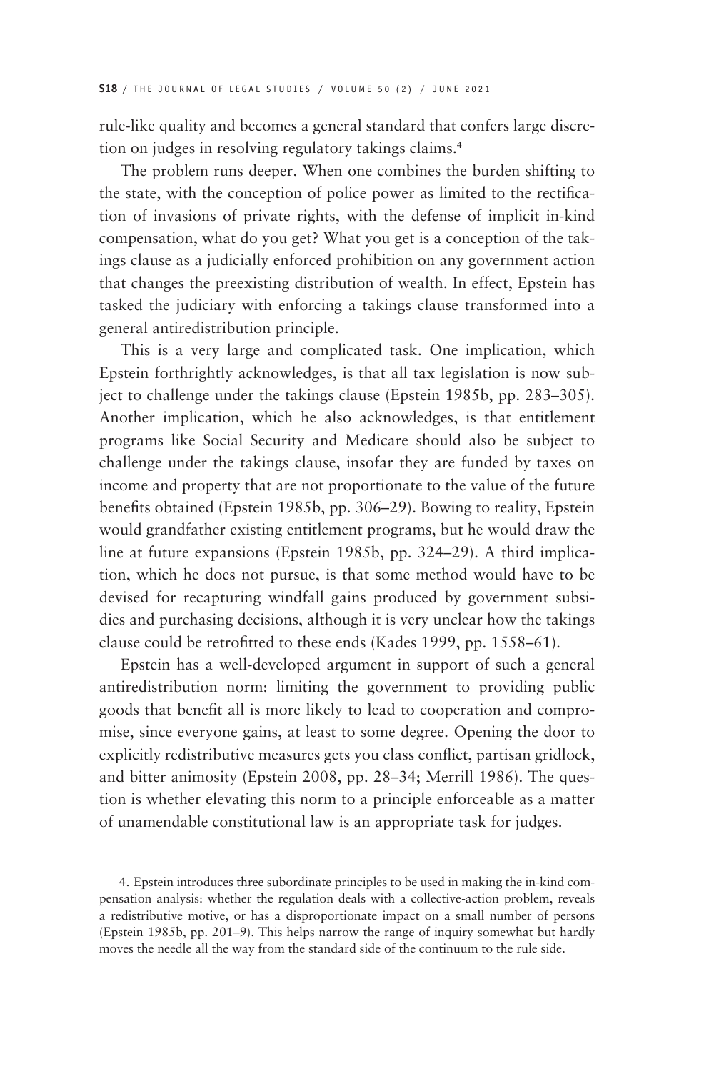rule-like quality and becomes a general standard that confers large discretion on judges in resolving regulatory takings claims.[4]

The problem runs deeper. When one combines the burden shifting to the state, with the conception of police power as limited to the rectification of invasions of private rights, with the defense of implicit in-kind compensation, what do you get? What you get is a conception of the takings clause as a judicially enforced prohibition on any government action that changes the preexisting distribution of wealth. In effect, Epstein has tasked the judiciary with enforcing a takings clause transformed into a general antiredistribution principle.

This is a very large and complicated task. One implication, which Epstein forthrightly acknowledges, is that all tax legislation is now subject to challenge under the takings clause (Epstein 1985b, pp. 283–305). Another implication, which he also acknowledges, is that entitlement programs like Social Security and Medicare should also be subject to challenge under the takings clause, insofar they are funded by taxes on income and property that are not proportionate to the value of the future benefits obtained (Epstein 1985b, pp. 306–29). Bowing to reality, Epstein would grandfather existing entitlement programs, but he would draw the line at future expansions (Epstein 1985b, pp. 324–29). A third implication, which he does not pursue, is that some method would have to be devised for recapturing windfall gains produced by government subsidies and purchasing decisions, although it is very unclear how the takings clause could be retrofitted to these ends (Kades 1999, pp. 1558–61).

Epstein has a well-developed argument in support of such a general antiredistribution norm: limiting the government to providing public goods that benefit all is more likely to lead to cooperation and compromise, since everyone gains, at least to some degree. Opening the door to explicitly redistributive measures gets you class conflict, partisan gridlock, and bitter animosity (Epstein 2008, pp. 28–34; Merrill 1986). The question is whether elevating this norm to a principle enforceable as a matter of unamendable constitutional law is an appropriate task for judges.

4. Epstein introduces three subordinate principles to be used in making the in-kind compensation analysis: whether the regulation deals with a collective-action problem, reveals a redistributive motive, or has a disproportionate impact on a small number of persons (Epstein 1985b, pp. 201–9). This helps narrow the range of inquiry somewhat but hardly moves the needle all the way from the standard side of the continuum to the rule side.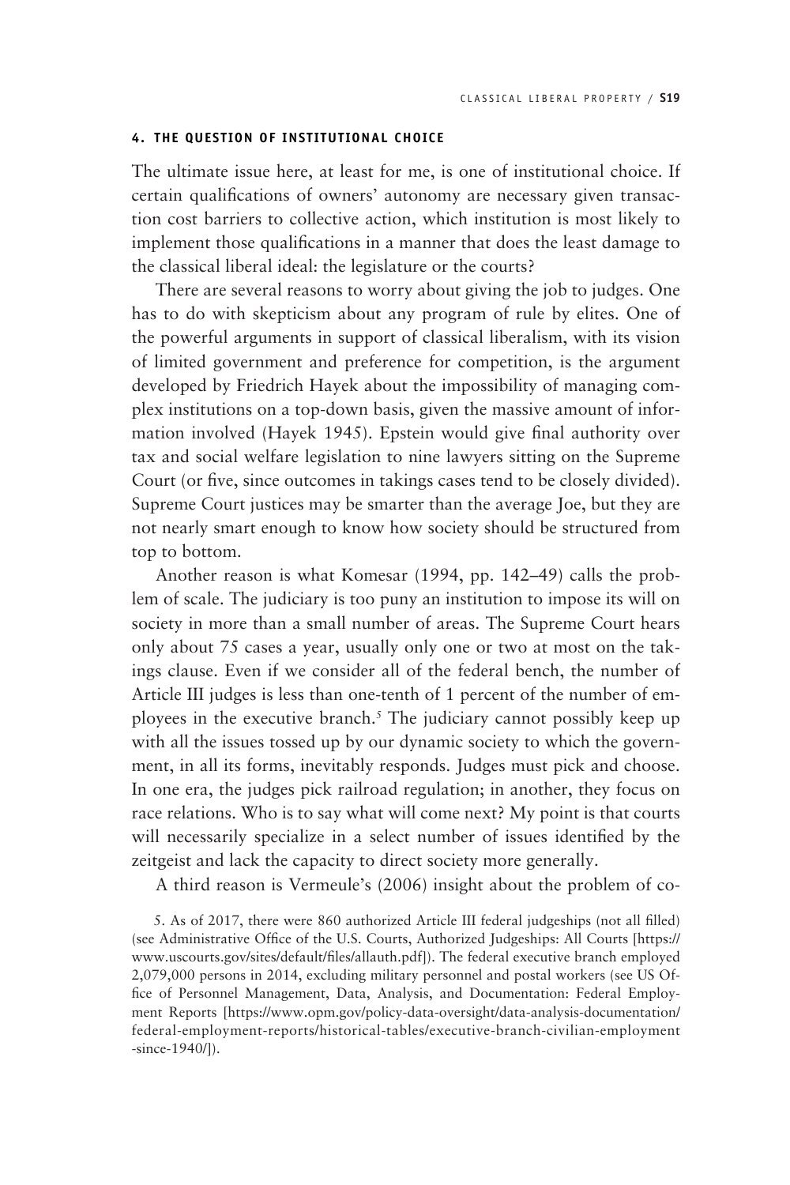#### 4. THE QUESTION OF INSTITUTIONAL CHOICE

The ultimate issue here, at least for me, is one of institutional choice. If certain qualifications of owners' autonomy are necessary given transaction cost barriers to collective action, which institution is most likely to implement those qualifications in a manner that does the least damage to the classical liberal ideal: the legislature or the courts?

There are several reasons to worry about giving the job to judges. One has to do with skepticism about any program of rule by elites. One of the powerful arguments in support of classical liberalism, with its vision of limited government and preference for competition, is the argument developed by Friedrich Hayek about the impossibility of managing complex institutions on a top-down basis, given the massive amount of information involved (Hayek 1945). Epstein would give final authority over tax and social welfare legislation to nine lawyers sitting on the Supreme Court (or five, since outcomes in takings cases tend to be closely divided). Supreme Court justices may be smarter than the average Joe, but they are not nearly smart enough to know how society should be structured from top to bottom.

Another reason is what Komesar (1994, pp. 142–49) calls the problem of scale. The judiciary is too puny an institution to impose its will on society in more than a small number of areas. The Supreme Court hears only about 75 cases a year, usually only one or two at most on the takings clause. Even if we consider all of the federal bench, the number of Article III judges is less than one-tenth of 1 percent of the number of employees in the executive branch.[5] The judiciary cannot possibly keep up with all the issues tossed up by our dynamic society to which the government, in all its forms, inevitably responds. Judges must pick and choose. In one era, the judges pick railroad regulation; in another, they focus on race relations. Who is to say what will come next? My point is that courts will necessarily specialize in a select number of issues identified by the zeitgeist and lack the capacity to direct society more generally.

A third reason is Vermeule's (2006) insight about the problem of co-

5. As of 2017, there were 860 authorized Article III federal judgeships (not all filled) (see Administrative Office of the U.S. Courts, Authorized Judgeships: All Courts [https://www.uscourts.gov/sites/default/files/allauth.pdf]). The federal executive branch employed 2,079,000 persons in 2014, excluding military personnel and postal workers (see US Office of Personnel Management, Data, Analysis, and Documentation: Federal Employment Reports [https://www.opm.gov/policy-data-oversight/data-analysis-documentation/federal-employment-reports/historical-tables/executive-branch-civilian-employment-since-1940/]).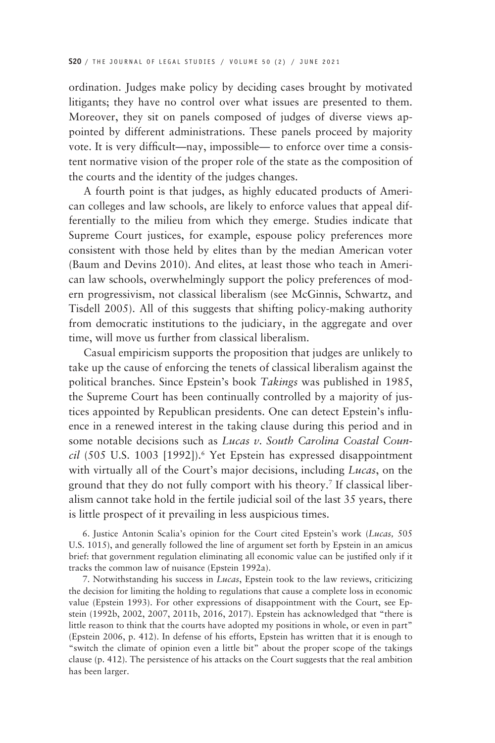ordination. Judges make policy by deciding cases brought by motivated litigants; they have no control over what issues are presented to them. Moreover, they sit on panels composed of judges of diverse views appointed by different administrations. These panels proceed by majority vote. It is very difficult—nay, impossible— to enforce over time a consistent normative vision of the proper role of the state as the composition of the courts and the identity of the judges changes.

A fourth point is that judges, as highly educated products of American colleges and law schools, are likely to enforce values that appeal differentially to the milieu from which they emerge. Studies indicate that Supreme Court justices, for example, espouse policy preferences more consistent with those held by elites than by the median American voter (Baum and Devins 2010). And elites, at least those who teach in American law schools, overwhelmingly support the policy preferences of modern progressivism, not classical liberalism (see McGinnis, Schwartz, and Tisdell 2005). All of this suggests that shifting policy-making authority from democratic institutions to the judiciary, in the aggregate and over time, will move us further from classical liberalism.

Casual empiricism supports the proposition that judges are unlikely to take up the cause of enforcing the tenets of classical liberalism against the political branches. Since Epstein's book *Takings* was published in 1985, the Supreme Court has been continually controlled by a majority of justices appointed by Republican presidents. One can detect Epstein's influence in a renewed interest in the taking clause during this period and in some notable decisions such as *Lucas v. South Carolina Coastal Council* (505 U.S. 1003 [1992]).[6] Yet Epstein has expressed disappointment with virtually all of the Court's major decisions, including *Lucas*, on the ground that they do not fully comport with his theory.[7] If classical liberalism cannot take hold in the fertile judicial soil of the last 35 years, there is little prospect of it prevailing in less auspicious times.

6. Justice Antonin Scalia's opinion for the Court cited Epstein's work (*Lucas,* 505 U.S. 1015), and generally followed the line of argument set forth by Epstein in an amicus brief: that government regulation eliminating all economic value can be justified only if it tracks the common law of nuisance (Epstein 1992a).

7. Notwithstanding his success in *Lucas*, Epstein took to the law reviews, criticizing the decision for limiting the holding to regulations that cause a complete loss in economic value (Epstein 1993). For other expressions of disappointment with the Court, see Epstein (1992b, 2002, 2007, 2011b, 2016, 2017). Epstein has acknowledged that "there is little reason to think that the courts have adopted my positions in whole, or even in part" (Epstein 2006, p. 412). In defense of his efforts, Epstein has written that it is enough to "switch the climate of opinion even a little bit" about the proper scope of the takings clause (p. 412). The persistence of his attacks on the Court suggests that the real ambition has been larger.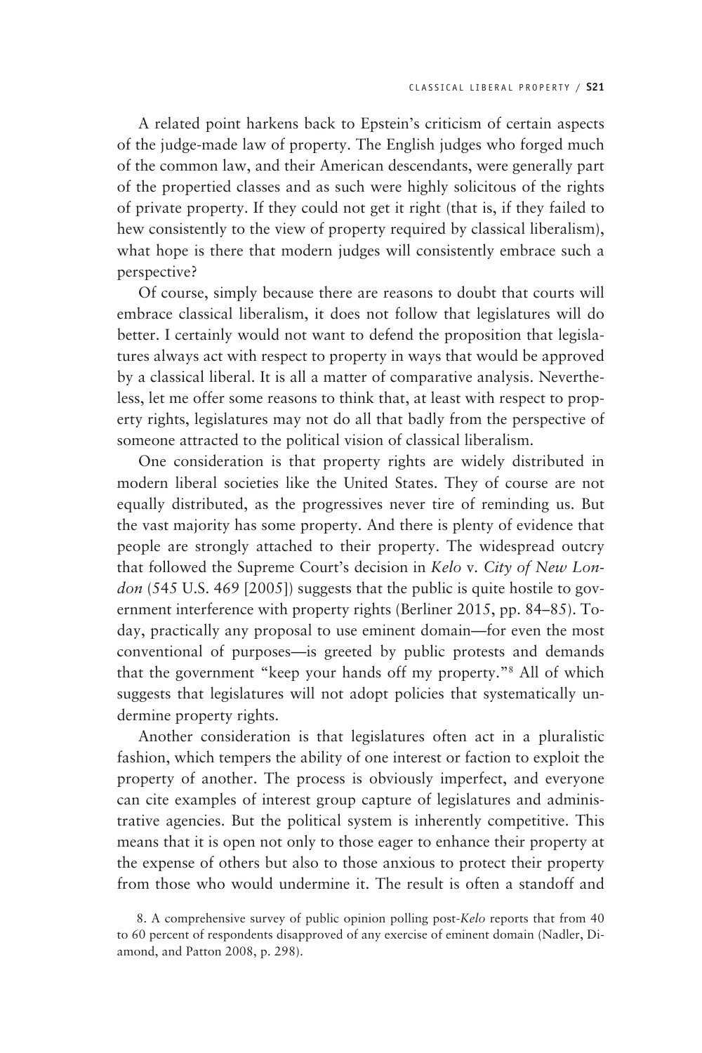A related point harkens back to Epstein's criticism of certain aspects of the judge-made law of property. The English judges who forged much of the common law, and their American descendants, were generally part of the propertied classes and as such were highly solicitous of the rights of private property. If they could not get it right (that is, if they failed to hew consistently to the view of property required by classical liberalism), what hope is there that modern judges will consistently embrace such a perspective?

Of course, simply because there are reasons to doubt that courts will embrace classical liberalism, it does not follow that legislatures will do better. I certainly would not want to defend the proposition that legislatures always act with respect to property in ways that would be approved by a classical liberal. It is all a matter of comparative analysis. Nevertheless, let me offer some reasons to think that, at least with respect to property rights, legislatures may not do all that badly from the perspective of someone attracted to the political vision of classical liberalism.

One consideration is that property rights are widely distributed in modern liberal societies like the United States. They of course are not equally distributed, as the progressives never tire of reminding us. But the vast majority has some property. And there is plenty of evidence that people are strongly attached to their property. The widespread outcry that followed the Supreme Court's decision in *Kelo* v. *City of New London* (545 U.S. 469 [2005]) suggests that the public is quite hostile to government interference with property rights (Berliner 2015, pp. 84–85). Today, practically any proposal to use eminent domain—for even the most conventional of purposes—is greeted by public protests and demands that the government "keep your hands off my property."[8] All of which suggests that legislatures will not adopt policies that systematically undermine property rights.

Another consideration is that legislatures often act in a pluralistic fashion, which tempers the ability of one interest or faction to exploit the property of another. The process is obviously imperfect, and everyone can cite examples of interest group capture of legislatures and administrative agencies. But the political system is inherently competitive. This means that it is open not only to those eager to enhance their property at the expense of others but also to those anxious to protect their property from those who would undermine it. The result is often a standoff and

8. A comprehensive survey of public opinion polling post-*Kelo* reports that from 40 to 60 percent of respondents disapproved of any exercise of eminent domain (Nadler, Diamond, and Patton 2008, p. 298).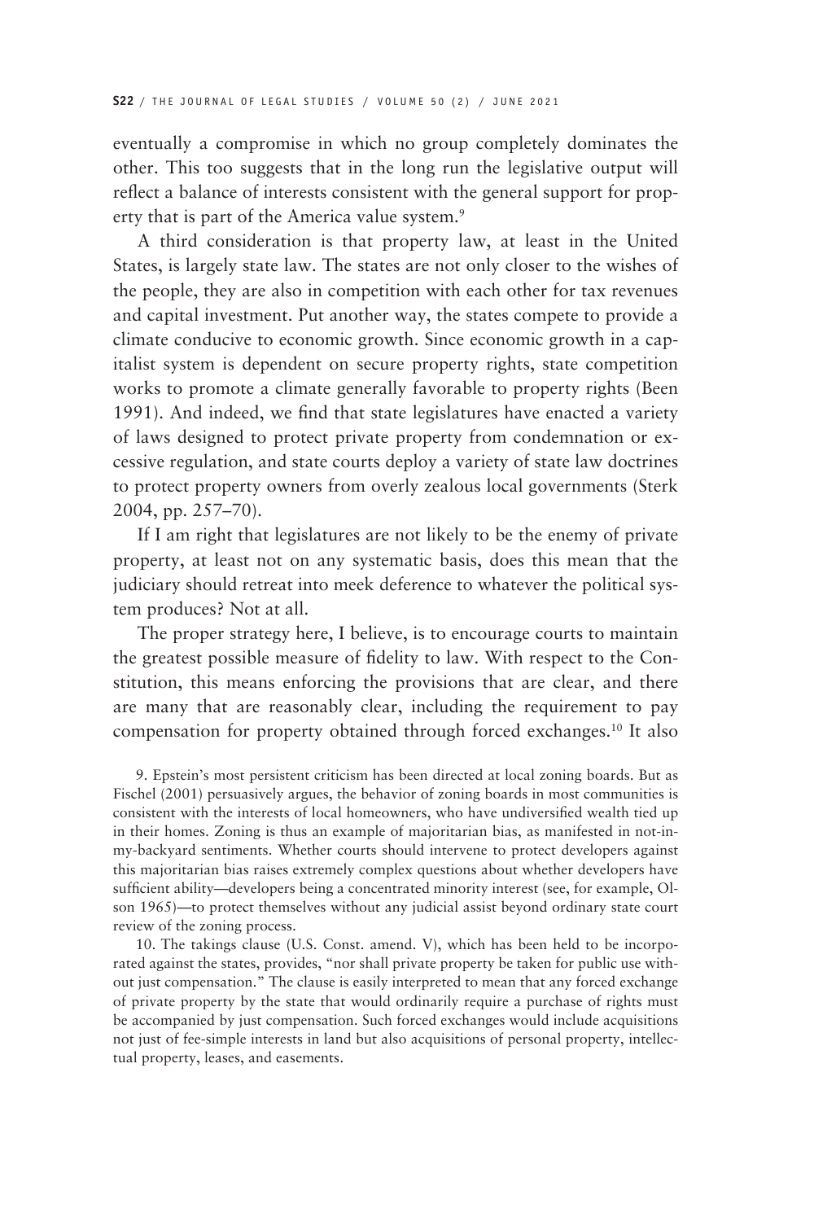eventually a compromise in which no group completely dominates the other. This too suggests that in the long run the legislative output will reflect a balance of interests consistent with the general support for property that is part of the America value system.[9]

A third consideration is that property law, at least in the United States, is largely state law. The states are not only closer to the wishes of the people, they are also in competition with each other for tax revenues and capital investment. Put another way, the states compete to provide a climate conducive to economic growth. Since economic growth in a capitalist system is dependent on secure property rights, state competition works to promote a climate generally favorable to property rights (Been 1991). And indeed, we find that state legislatures have enacted a variety of laws designed to protect private property from condemnation or excessive regulation, and state courts deploy a variety of state law doctrines to protect property owners from overly zealous local governments (Sterk 2004, pp. 257–70).

If I am right that legislatures are not likely to be the enemy of private property, at least not on any systematic basis, does this mean that the judiciary should retreat into meek deference to whatever the political system produces? Not at all.

The proper strategy here, I believe, is to encourage courts to maintain the greatest possible measure of fidelity to law. With respect to the Constitution, this means enforcing the provisions that are clear, and there are many that are reasonably clear, including the requirement to pay compensation for property obtained through forced exchanges.[10] It also

9. Epstein's most persistent criticism has been directed at local zoning boards. But as Fischel (2001) persuasively argues, the behavior of zoning boards in most communities is consistent with the interests of local homeowners, who have undiversified wealth tied up in their homes. Zoning is thus an example of majoritarian bias, as manifested in not-in-my-backyard sentiments. Whether courts should intervene to protect developers against this majoritarian bias raises extremely complex questions about whether developers have sufficient ability—developers being a concentrated minority interest (see, for example, Olson 1965)—to protect themselves without any judicial assist beyond ordinary state court review of the zoning process.

10. The takings clause (U.S. Const. amend. V), which has been held to be incorporated against the states, provides, "nor shall private property be taken for public use without just compensation." The clause is easily interpreted to mean that any forced exchange of private property by the state that would ordinarily require a purchase of rights must be accompanied by just compensation. Such forced exchanges would include acquisitions not just of fee-simple interests in land but also acquisitions of personal property, intellectual property, leases, and easements.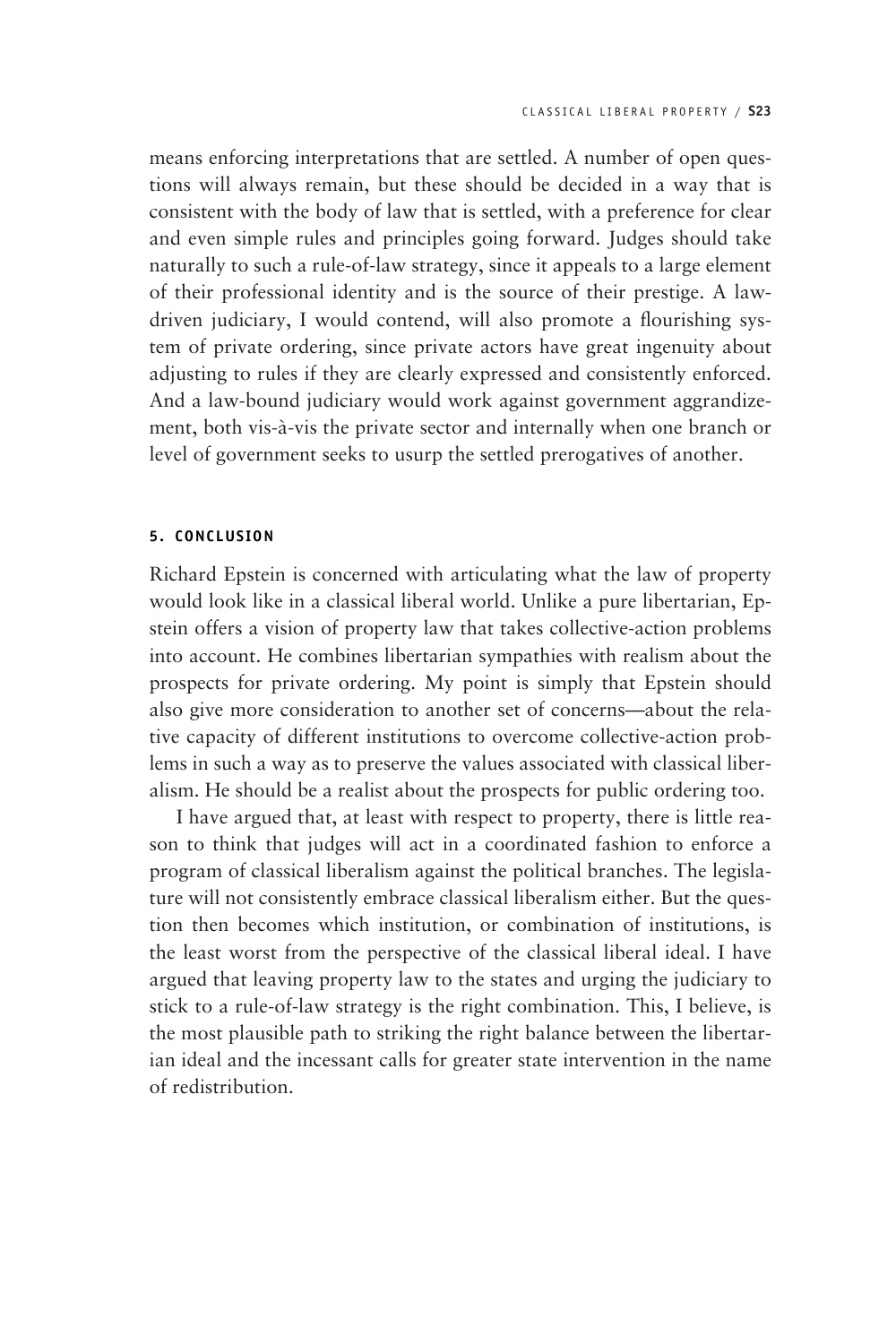means enforcing interpretations that are settled. A number of open questions will always remain, but these should be decided in a way that is consistent with the body of law that is settled, with a preference for clear and even simple rules and principles going forward. Judges should take naturally to such a rule-of-law strategy, since it appeals to a large element of their professional identity and is the source of their prestige. A law-driven judiciary, I would contend, will also promote a flourishing system of private ordering, since private actors have great ingenuity about adjusting to rules if they are clearly expressed and consistently enforced. And a law-bound judiciary would work against government aggrandizement, both vis-à-vis the private sector and internally when one branch or level of government seeks to usurp the settled prerogatives of another.

## 5. CONCLUSION

Richard Epstein is concerned with articulating what the law of property would look like in a classical liberal world. Unlike a pure libertarian, Epstein offers a vision of property law that takes collective-action problems into account. He combines libertarian sympathies with realism about the prospects for private ordering. My point is simply that Epstein should also give more consideration to another set of concerns—about the relative capacity of different institutions to overcome collective-action problems in such a way as to preserve the values associated with classical liberalism. He should be a realist about the prospects for public ordering too.

I have argued that, at least with respect to property, there is little reason to think that judges will act in a coordinated fashion to enforce a program of classical liberalism against the political branches. The legislature will not consistently embrace classical liberalism either. But the question then becomes which institution, or combination of institutions, is the least worst from the perspective of the classical liberal ideal. I have argued that leaving property law to the states and urging the judiciary to stick to a rule-of-law strategy is the right combination. This, I believe, is the most plausible path to striking the right balance between the libertarian ideal and the incessant calls for greater state intervention in the name of redistribution.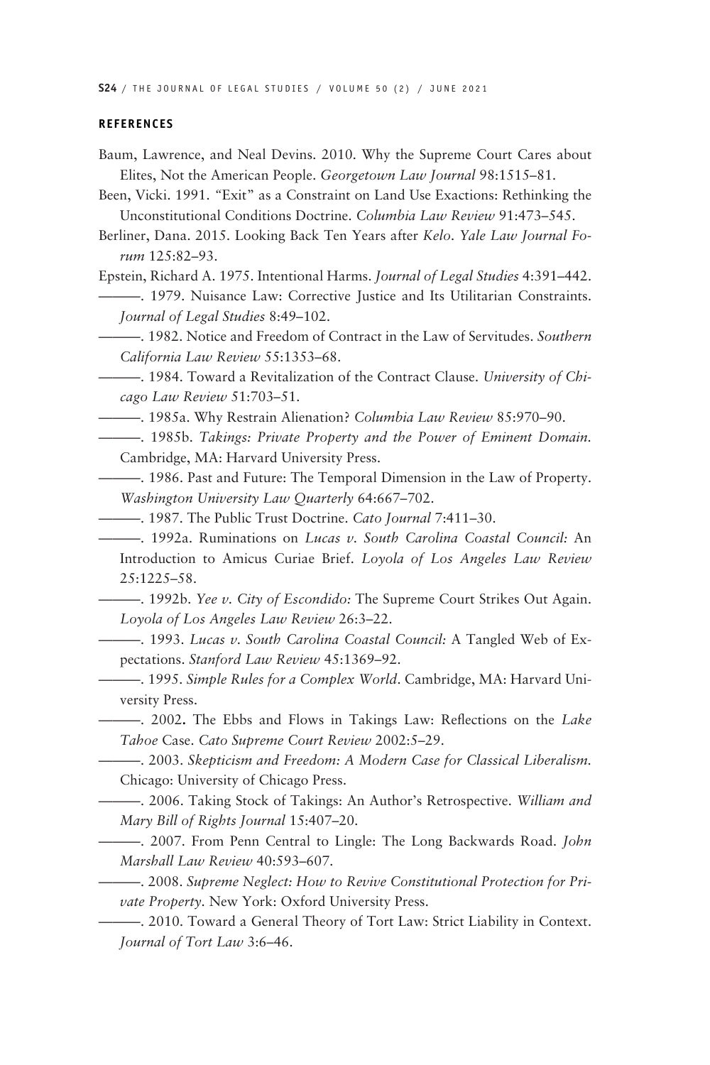## REFERENCES

Baum, Lawrence, and Neal Devins. 2010. Why the Supreme Court Cares about Elites, Not the American People. *Georgetown Law Journal* 98:1515–81.

Been, Vicki. 1991. "Exit" as a Constraint on Land Use Exactions: Rethinking the Unconstitutional Conditions Doctrine. *Columbia Law Review* 91:473–545.

Berliner, Dana. 2015. Looking Back Ten Years after *Kelo*. *Yale Law Journal Forum* 125:82–93.

Epstein, Richard A. 1975. Intentional Harms. *Journal of Legal Studies* 4:391–442.

———. 1979. Nuisance Law: Corrective Justice and Its Utilitarian Constraints. *Journal of Legal Studies* 8:49–102.

———. 1982. Notice and Freedom of Contract in the Law of Servitudes. *Southern California Law Review* 55:1353–68.

———. 1984. Toward a Revitalization of the Contract Clause. *University of Chicago Law Review* 51:703–51.

———. 1985a. Why Restrain Alienation? *Columbia Law Review* 85:970–90.

———. 1985b. *Takings: Private Property and the Power of Eminent Domain*. Cambridge, MA: Harvard University Press.

———. 1986. Past and Future: The Temporal Dimension in the Law of Property. *Washington University Law Quarterly* 64:667–702.

———. 1987. The Public Trust Doctrine. *Cato Journal* 7:411–30.

———. 1992a. Ruminations on *Lucas v. South Carolina Coastal Council:* An Introduction to Amicus Curiae Brief. *Loyola of Los Angeles Law Review* 25:1225–58.

———. 1992b. *Yee v. City of Escondido:* The Supreme Court Strikes Out Again. *Loyola of Los Angeles Law Review* 26:3–22.

———. 1993. *Lucas v. South Carolina Coastal Council:* A Tangled Web of Expectations. *Stanford Law Review* 45:1369–92.

———. 1995. *Simple Rules for a Complex World*. Cambridge, MA: Harvard University Press.

———. 2002. The Ebbs and Flows in Takings Law: Reflections on the *Lake Tahoe* Case. *Cato Supreme Court Review* 2002:5–29.

———. 2003. *Skepticism and Freedom: A Modern Case for Classical Liberalism*. Chicago: University of Chicago Press.

———. 2006. Taking Stock of Takings: An Author's Retrospective. *William and Mary Bill of Rights Journal* 15:407–20.

———. 2007. From Penn Central to Lingle: The Long Backwards Road. *John Marshall Law Review* 40:593–607.

———. 2008. *Supreme Neglect: How to Revive Constitutional Protection for Private Property*. New York: Oxford University Press.

———. 2010. Toward a General Theory of Tort Law: Strict Liability in Context. *Journal of Tort Law* 3:6–46.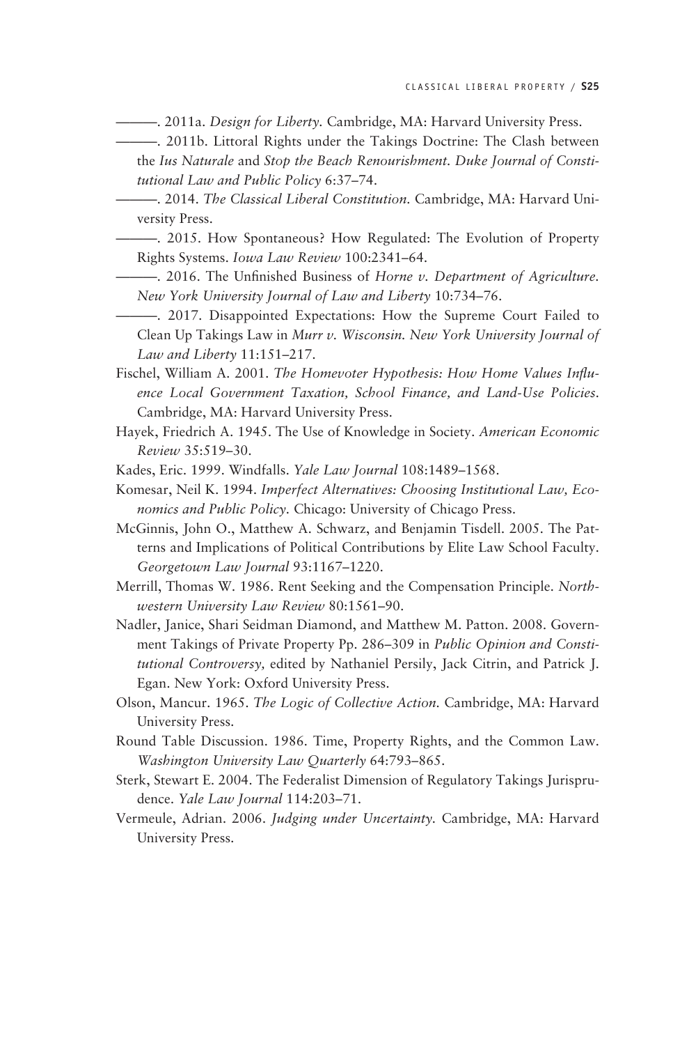———. 2011a. *Design for Liberty.* Cambridge, MA: Harvard University Press.

———. 2011b. Littoral Rights under the Takings Doctrine: The Clash between the *Ius Naturale* and *Stop the Beach Renourishment. Duke Journal of Constitutional Law and Public Policy* 6:37–74.

———. 2014. *The Classical Liberal Constitution.* Cambridge, MA: Harvard University Press.

———. 2015. How Spontaneous? How Regulated: The Evolution of Property Rights Systems. *Iowa Law Review* 100:2341–64.

———. 2016. The Unfinished Business of *Horne v. Department of Agriculture. New York University Journal of Law and Liberty* 10:734–76.

———. 2017. Disappointed Expectations: How the Supreme Court Failed to Clean Up Takings Law in *Murr v. Wisconsin. New York University Journal of Law and Liberty* 11:151–217.

Fischel, William A. 2001. *The Homevoter Hypothesis: How Home Values Influence Local Government Taxation, School Finance, and Land-Use Policies.* Cambridge, MA: Harvard University Press.

Hayek, Friedrich A. 1945. The Use of Knowledge in Society. *American Economic Review* 35:519–30.

Kades, Eric. 1999. Windfalls. *Yale Law Journal* 108:1489–1568.

Komesar, Neil K. 1994. *Imperfect Alternatives: Choosing Institutional Law, Economics and Public Policy.* Chicago: University of Chicago Press.

McGinnis, John O., Matthew A. Schwarz, and Benjamin Tisdell. 2005. The Patterns and Implications of Political Contributions by Elite Law School Faculty. *Georgetown Law Journal* 93:1167–1220.

Merrill, Thomas W. 1986. Rent Seeking and the Compensation Principle. *Northwestern University Law Review* 80:1561–90.

Nadler, Janice, Shari Seidman Diamond, and Matthew M. Patton. 2008. Government Takings of Private Property Pp. 286–309 in *Public Opinion and Constitutional Controversy,* edited by Nathaniel Persily, Jack Citrin, and Patrick J. Egan. New York: Oxford University Press.

Olson, Mancur. 1965. *The Logic of Collective Action.* Cambridge, MA: Harvard University Press.

Round Table Discussion. 1986. Time, Property Rights, and the Common Law. *Washington University Law Quarterly* 64:793–865.

Sterk, Stewart E. 2004. The Federalist Dimension of Regulatory Takings Jurisprudence. *Yale Law Journal* 114:203–71.

Vermeule, Adrian. 2006. *Judging under Uncertainty.* Cambridge, MA: Harvard University Press.